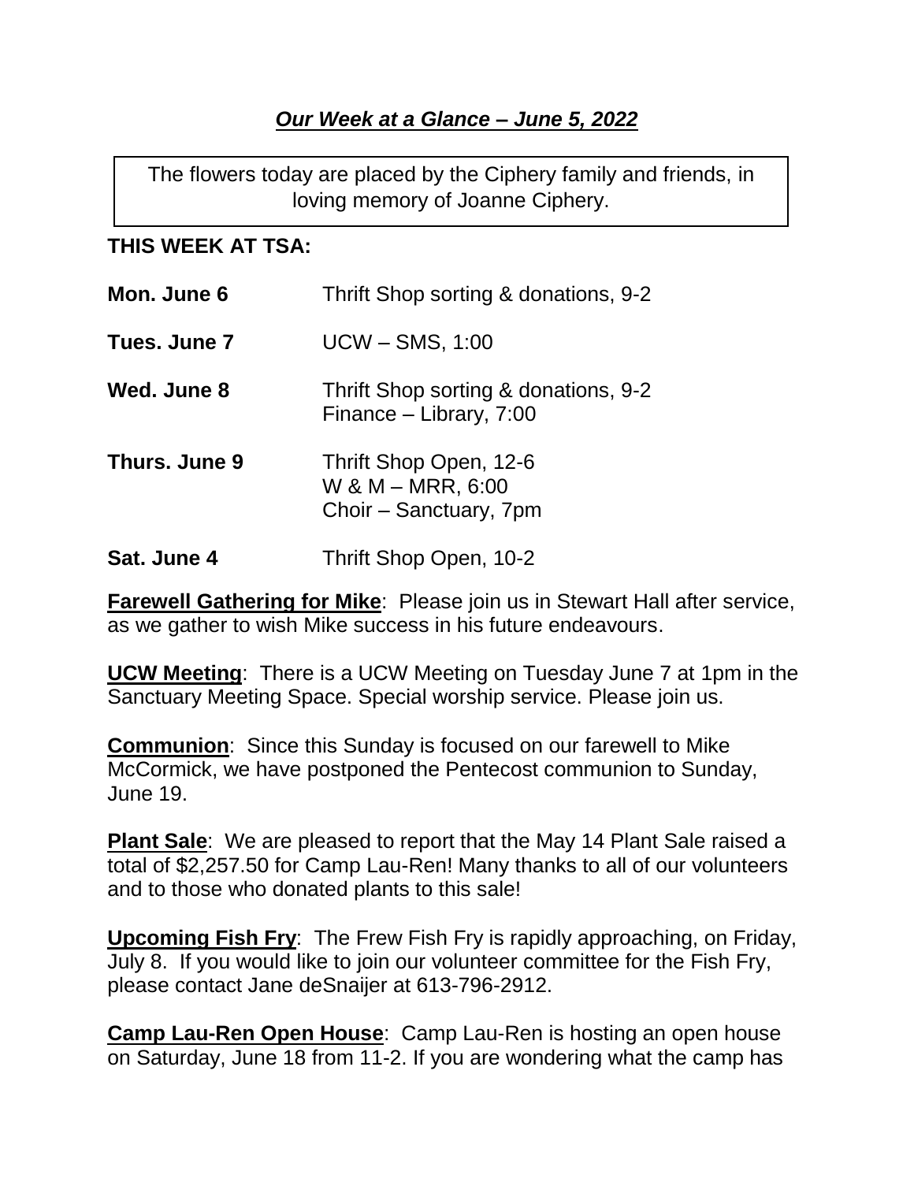***Our Week at a Glance – June 5, 2022***

The flowers today are placed by the Ciphery family and friends, in loving memory of Joanne Ciphery.

**THIS WEEK AT TSA:**

| | |
|---|---|
| **Mon. June 6** | Thrift Shop sorting & donations, 9-2 |
| **Tues. June 7** | UCW – SMS, 1:00 |
| **Wed. June 8** | Thrift Shop sorting & donations, 9-2<br>Finance – Library, 7:00 |
| **Thurs. June 9** | Thrift Shop Open, 12-6<br>W & M – MRR, 6:00<br>Choir – Sanctuary, 7pm |
| **Sat. June 4** | Thrift Shop Open, 10-2 |

**Farewell Gathering for Mike**: Please join us in Stewart Hall after service, as we gather to wish Mike success in his future endeavours.

**UCW Meeting**: There is a UCW Meeting on Tuesday June 7 at 1pm in the Sanctuary Meeting Space. Special worship service. Please join us.

**Communion**: Since this Sunday is focused on our farewell to Mike McCormick, we have postponed the Pentecost communion to Sunday, June 19.

**Plant Sale**: We are pleased to report that the May 14 Plant Sale raised a total of $2,257.50 for Camp Lau-Ren! Many thanks to all of our volunteers and to those who donated plants to this sale!

**Upcoming Fish Fry**: The Frew Fish Fry is rapidly approaching, on Friday, July 8. If you would like to join our volunteer committee for the Fish Fry, please contact Jane deSnaijer at 613-796-2912.

**Camp Lau-Ren Open House**: Camp Lau-Ren is hosting an open house on Saturday, June 18 from 11-2. If you are wondering what the camp has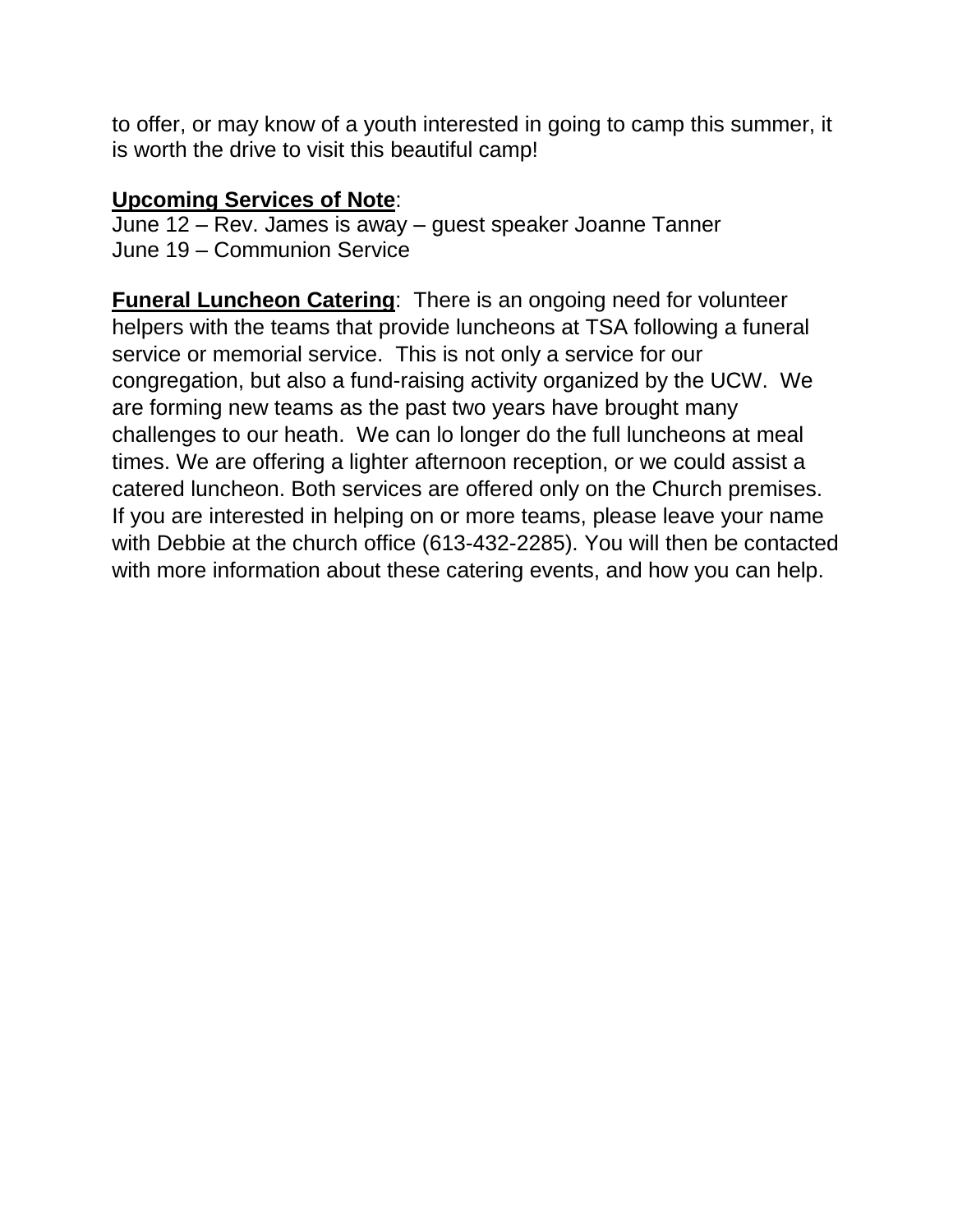to offer, or may know of a youth interested in going to camp this summer, it is worth the drive to visit this beautiful camp!

**Upcoming Services of Note**:
June 12 – Rev. James is away – guest speaker Joanne Tanner
June 19 – Communion Service

**Funeral Luncheon Catering**: There is an ongoing need for volunteer helpers with the teams that provide luncheons at TSA following a funeral service or memorial service. This is not only a service for our congregation, but also a fund-raising activity organized by the UCW. We are forming new teams as the past two years have brought many challenges to our heath. We can lo longer do the full luncheons at meal times. We are offering a lighter afternoon reception, or we could assist a catered luncheon. Both services are offered only on the Church premises. If you are interested in helping on or more teams, please leave your name with Debbie at the church office (613-432-2285). You will then be contacted with more information about these catering events, and how you can help.